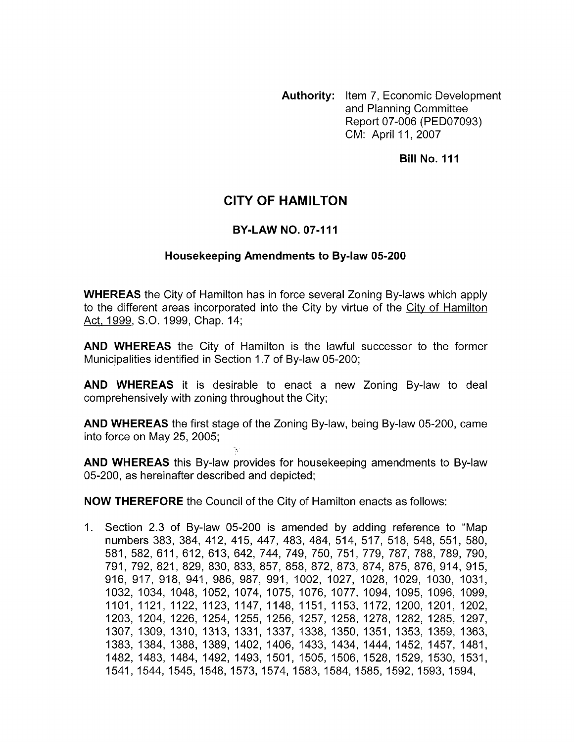**Authority:** Item 7, Economic Development and Planning Committee Report 07-006 (PED07093) CM: April 11, 2007

**Bill No. 111**

# CITY OF HAMILTON

## BY-LAW NO. 07-111

### Housekeeping Amendments to By-law 05-200

**WHEREAS** the City of Hamilton has in force several Zoning By-laws which apply to the different areas incorporated into the City by virtue of the City of Hamilton Act, 1999, S.O. 1999, Chap. 14;

**AND WHEREAS** the City of Hamilton is the lawful successor to the former Municipalities identified in Section 1.7 of By-law 05-200;

**AND WHEREAS** it is desirable to enact a new Zoning By-law to deal comprehensively with zoning throughout the City;

**AND WHEREAS** the first stage of the Zoning By-law, being By-law 05-200, came into force on May 25, 2005;

**AND WHEREAS** this By-law provides for housekeeping amendments to By-law 05-200, as hereinafter described and depicted;

**NOW THEREFORE** the Council of the City of Hamilton enacts as follows:

1. Section 2.3 of By-law 05-200 is amended by adding reference to "Map numbers 383, 384, 412, 415, 447, 483, 484, 514, 517, 518, 548, 551, 580, 581, 582, 611, 612, 613, 642, 744, 749, 750, 751, 779, 787, 788, 789, 790, 791, 792, 821, 829, 830, 833, 857, 858, 872, 873, 874, 875, 876, 914, 915, 916, 917, 918, 941, 986, 987, 991, 1002, 1027, 1028, 1029, 1030, 1031, 1032, 1034, 1048, 1052, 1074, 1075, 1076, 1077, 1094, 1095, 1096, 1099, 1101, 1121, 1122, 1123, 1147, 1148, 1151, 1153, 1172, 1200, 1201, 1202, 1203, 1204, 1226, 1254, 1255, 1256, 1257, 1258, 1278, 1282, 1285, 1297, 1307, 1309, 1310, 1313, 1331, 1337, 1338, 1350, 1351, 1353, 1359, 1363, 1383, 1384, 1388, 1389, 1402, 1406, 1433, 1434, 1444, 1452, 1457, 1481, 1482, 1483, 1484, 1492, 1493, 1501, 1505, 1506, 1528, 1529, 1530, 1531, 1541, 1544, 1545, 1548, 1573, 1574, 1583, 1584, 1585, 1592, 1593, 1594,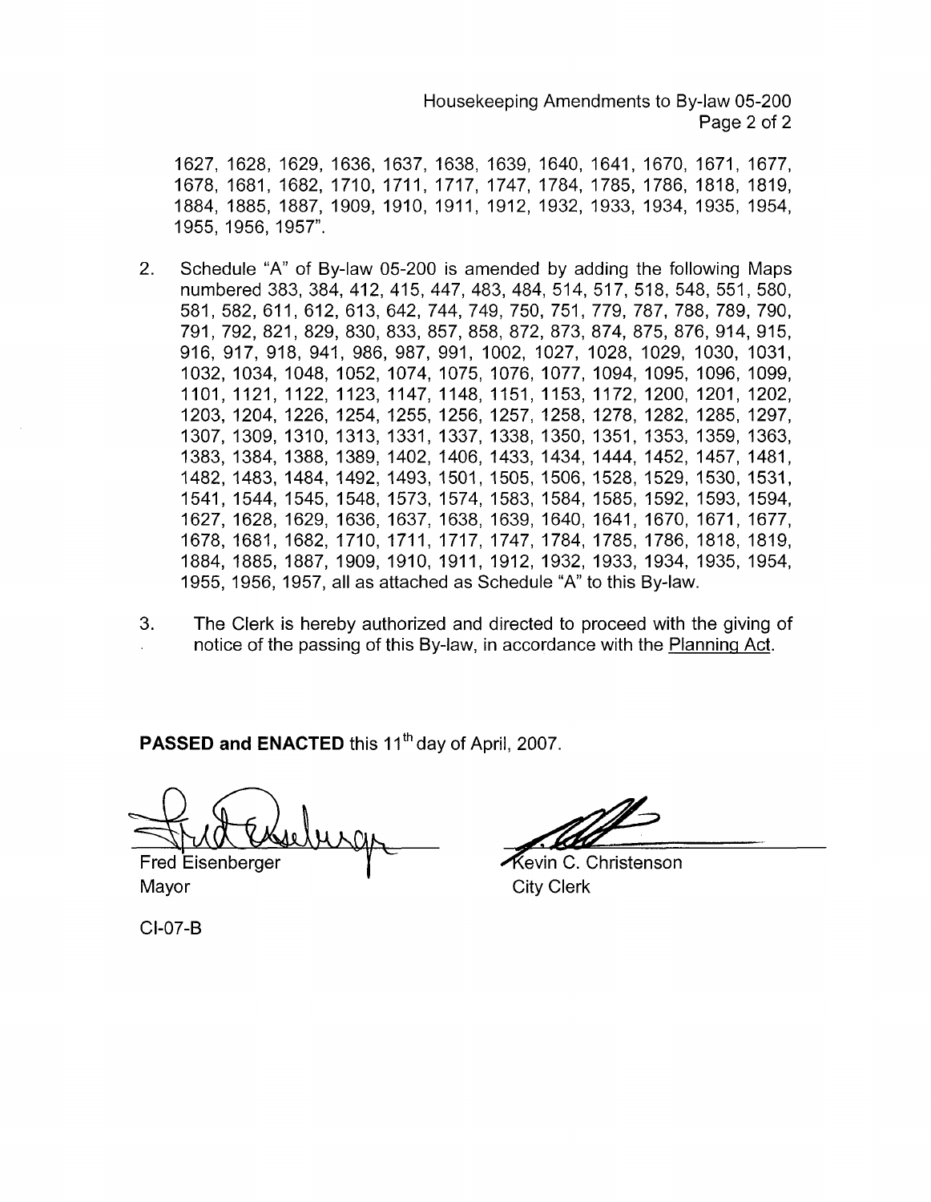1627, 1628, 1629, 1636, 1637, 1638, 1639, 1640, 1641, 1670, 1671, 1677, 1678, 1681, 1682, 1710, 1711, 1717, 1747, 1784, 1785, 1786, 1818, 1819, 1884, 1885, 1887, 1909, 1910, 1911, 1912, 1932, 1933, 1934, 1935, 1954, 1955, 1956, 1957".

2. Schedule "A" of By-law 05-200 is amended by adding the following Maps numbered 383, 384, 412, 415, 447, 483, 484, 514, 517, 518, 548, 551, 580, 581, 582, 611, 612, 613, 642, 744, 749, 750, 751, 779, 787, 788, 789, 790, 791, 792, 821, 829, 830, 833, 857, 858, 872, 873, 874, 875, 876, 914, 915, 916, 917, 918, 941, 986, 987, 991, 1002, 1027, 1028, 1029, 1030, 1031, 1032, 1034, 1048, 1052, 1074, 1075, 1076, 1077, 1094, 1095, 1096, 1099, 1101, 1121, 1122, 1123, 1147, 1148, 1151, 1153, 1172, 1200, 1201, 1202, 1203, 1204, 1226, 1254, 1255, 1256, 1257, 1258, 1278, 1282, 1285, 1297, 1307, 1309, 1310, 1313, 1331, 1337, 1338, 1350, 1351, 1353, 1359, 1363, 1383, 1384, 1388, 1389, 1402, 1406, 1433, 1434, 1444, 1452, 1457, 1481, 1482, 1483, 1484, 1492, 1493, 1501, 1505, 1506, 1528, 1529, 1530, 1531, 1541, 1544, 1545, 1548, 1573, 1574, 1583, 1584, 1585, 1592, 1593, 1594, 1627, 1628, 1629, 1636, 1637, 1638, 1639, 1640, 1641, 1670, 1671, 1677, 1678, 1681, 1682, 1710, 1711, 1717, 1747, 1784, 1785, 1786, 1818, 1819, 1884, 1885, 1887, 1909, 1910, 1911, 1912, 1932, 1933, 1934, 1935, 1954, 1955, 1956, 1957, all as attached as Schedule "A" to this By-law.

3. The Clerk is hereby authorized and directed to proceed with the giving of notice of the passing of this By-law, in accordance with the Planning Act.

**PASSED and ENACTED** this 11th day of April, 2007.

Fred Eisenberger
Mayor

Kevin C. Christenson
City Clerk

CI-07-B